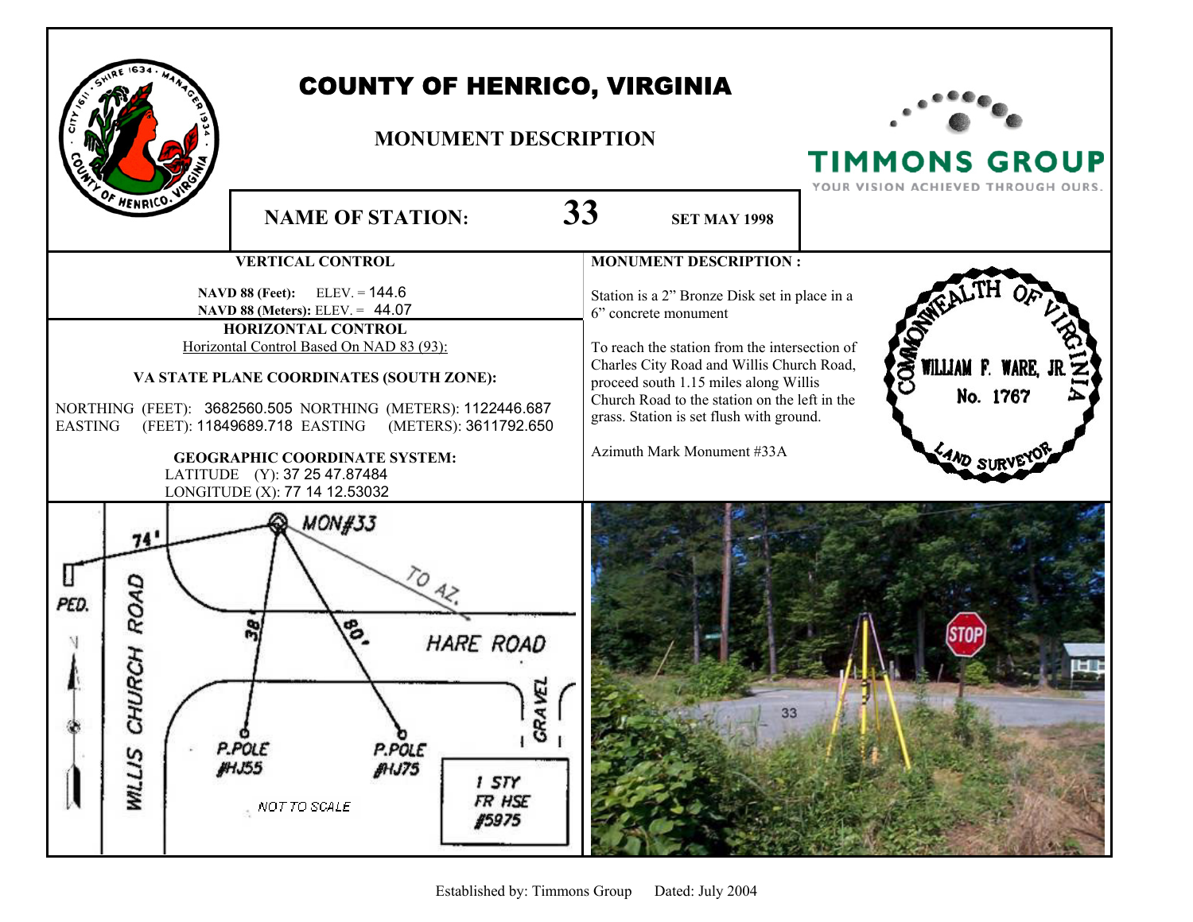# COUNTY OF HENRICO, VIRGINIA

## MONUMENT DESCRIPTION

TIMMONS GROUP
YOUR VISION ACHIEVED THROUGH OURS.

**NAME OF STATION:** **33** **SET MAY 1998**

### VERTICAL CONTROL

**NAVD 88 (Feet):** ELEV. = 144.6
**NAVD 88 (Meters):** ELEV. = 44.07

### HORIZONTAL CONTROL

Horizontal Control Based On NAD 83 (93):

**VA STATE PLANE COORDINATES (SOUTH ZONE):**

NORTHING (FEET): 3682560.505 NORTHING (METERS): 1122446.687
EASTING (FEET): 11849689.718 EASTING (METERS): 3611792.650

**GEOGRAPHIC COORDINATE SYSTEM:**

LATITUDE (Y): 37 25 47.87484
LONGITUDE (X): 77 14 12.53032

### MONUMENT DESCRIPTION :

Station is a 2" Bronze Disk set in place in a 6" concrete monument

To reach the station from the intersection of Charles City Road and Willis Church Road, proceed south 1.15 miles along Willis Church Road to the station on the left in the grass. Station is set flush with ground.

Azimuth Mark Monument #33A

COMMONWEALTH OF VIRGINIA
WILLIAM F. WARE, JR.
No. 1767
LAND SURVEYOR

MON#33 — 74' — PED. — TO AZ. — 38' — 80' — HARE ROAD — WILLIS CHURCH ROAD — GRAVEL — P.POLE #HJ55 — P.POLE #HJ75 — 1 STY FR HSE #5975 — NOT TO SCALE

Established by: Timmons Group Dated: July 2004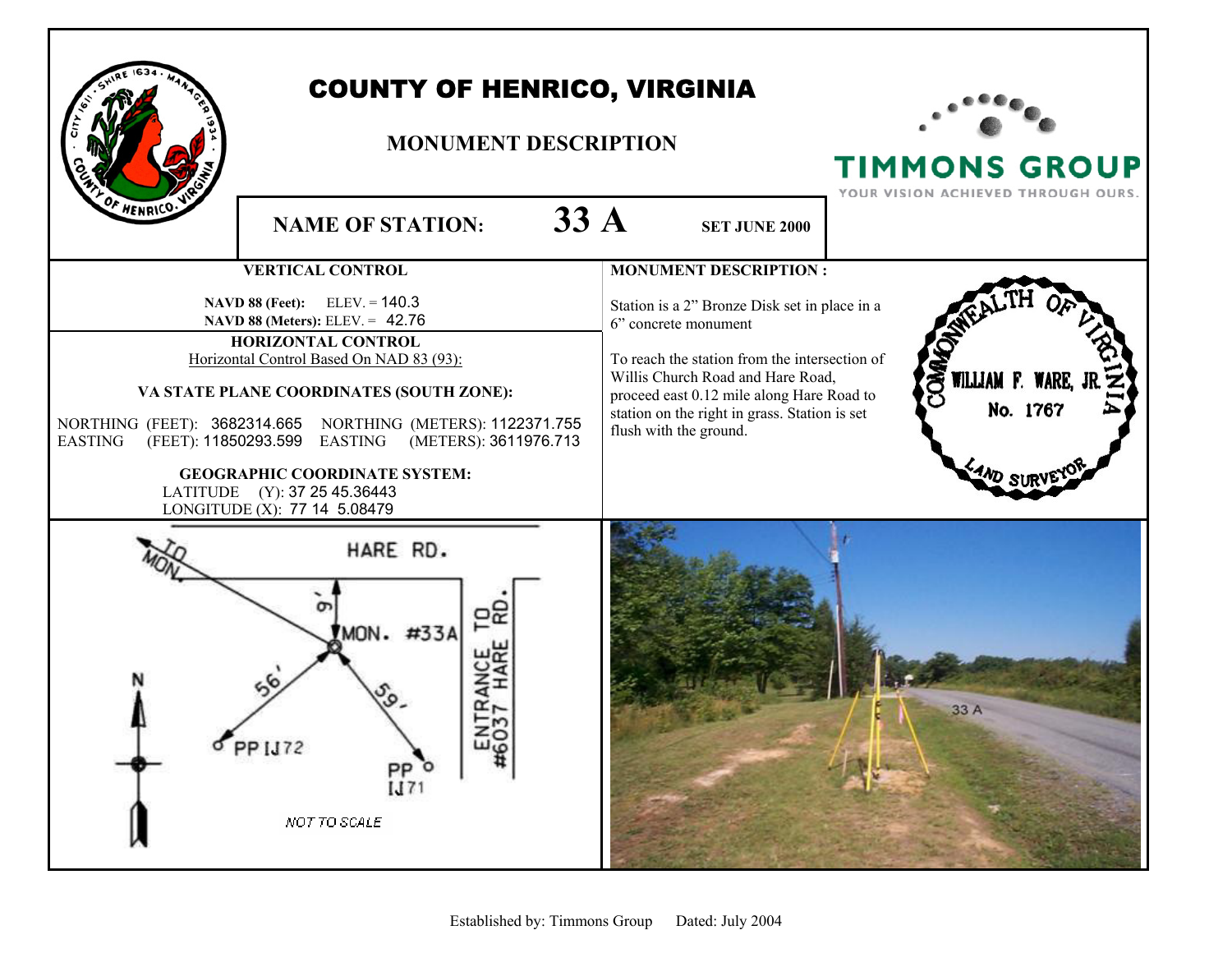# COUNTY OF HENRICO, VIRGINIA

## MONUMENT DESCRIPTION

TIMMONS GROUP
YOUR VISION ACHIEVED THROUGH OURS.

**NAME OF STATION:** **33 A** **SET JUNE 2000**

### VERTICAL CONTROL

**NAVD 88 (Feet):** ELEV. = 140.3
**NAVD 88 (Meters):** ELEV. = 42.76

### HORIZONTAL CONTROL

Horizontal Control Based On NAD 83 (93):

**VA STATE PLANE COORDINATES (SOUTH ZONE):**

NORTHING (FEET): 3682314.665 NORTHING (METERS): 1122371.755
EASTING (FEET): 11850293.599 EASTING (METERS): 3611976.713

**GEOGRAPHIC COORDINATE SYSTEM:**

LATITUDE (Y): 37 25 45.36443
LONGITUDE (X): 77 14 5.08479

### MONUMENT DESCRIPTION :

Station is a 2" Bronze Disk set in place in a 6" concrete monument

To reach the station from the intersection of Willis Church Road and Hare Road, proceed east 0.12 mile along Hare Road to station on the right in grass. Station is set flush with the ground.

COMMONWEALTH OF VIRGINIA
WILLIAM F. WARE, JR.
No. 1767
LAND SURVEYOR

TO MON.
HARE RD.
9'
MON. #33A
56'
59'
PP IJ72
PP IJ71
ENTRANCE TO #6037 HARE RD.
N
NOT TO SCALE

33 A

Established by: Timmons Group Dated: July 2004